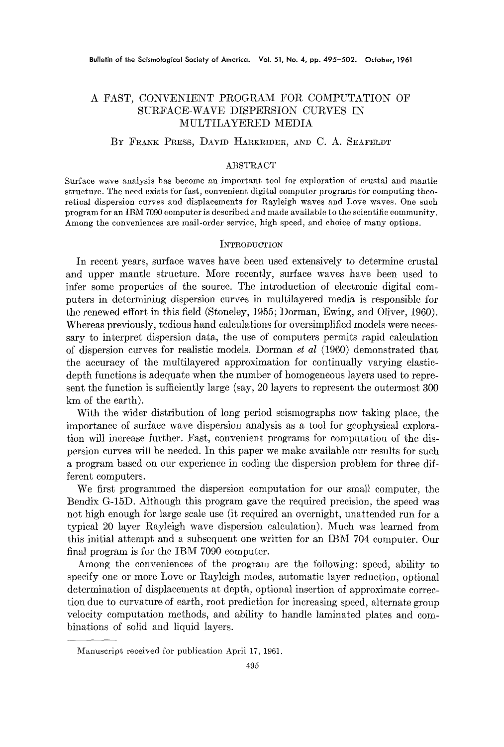# A FAST, CONVENIENT PROGRAM FOR COMPUTATION OF SURFACE-WAVE DISPERSION CURVES IN MULTILAYERED MEDIA

By Frank Press, David Harkrider, and C. A. Seafeldt

## ABSTRACT

Surface wave analysis has become an important tool for exploration of crustal and mantle structure. The need exists for fast, convenient digital computer programs for computing theoretical dispersion curves and displacements for Rayleigh waves and Love waves. One such program for an IBM 7090 computer is described and made available to the scientific community. Among the conveniences are mail-order service, high speed, and choice of many options.

## Introduction

In recent years, surface waves have been used extensively to determine crustal and upper mantle structure. More recently, surface waves have been used to infer some properties of the source. The introduction of electronic digital computers in determining dispersion curves in multilayered media is responsible for the renewed effort in this field (Stoneley, 1955; Dorman, Ewing, and Oliver, 1960). Whereas previously, tedious hand calculations for oversimplified models were necessary to interpret dispersion data, the use of computers permits rapid calculation of dispersion curves for realistic models. Dorman *et al* (1960) demonstrated that the accuracy of the multilayered approximation for continually varying elastic-depth functions is adequate when the number of homogeneous layers used to represent the function is sufficiently large (say, 20 layers to represent the outermost 300 km of the earth).

With the wider distribution of long period seismographs now taking place, the importance of surface wave dispersion analysis as a tool for geophysical exploration will increase further. Fast, convenient programs for computation of the dispersion curves will be needed. In this paper we make available our results for such a program based on our experience in coding the dispersion problem for three different computers.

We first programmed the dispersion computation for our small computer, the Bendix G-15D. Although this program gave the required precision, the speed was not high enough for large scale use (it required an overnight, unattended run for a typical 20 layer Rayleigh wave dispersion calculation). Much was learned from this initial attempt and a subsequent one written for an IBM 704 computer. Our final program is for the IBM 7090 computer.

Among the conveniences of the program are the following: speed, ability to specify one or more Love or Rayleigh modes, automatic layer reduction, optional determination of displacements at depth, optional insertion of approximate correction due to curvature of earth, root prediction for increasing speed, alternate group velocity computation methods, and ability to handle laminated plates and combinations of solid and liquid layers.

Manuscript received for publication April 17, 1961.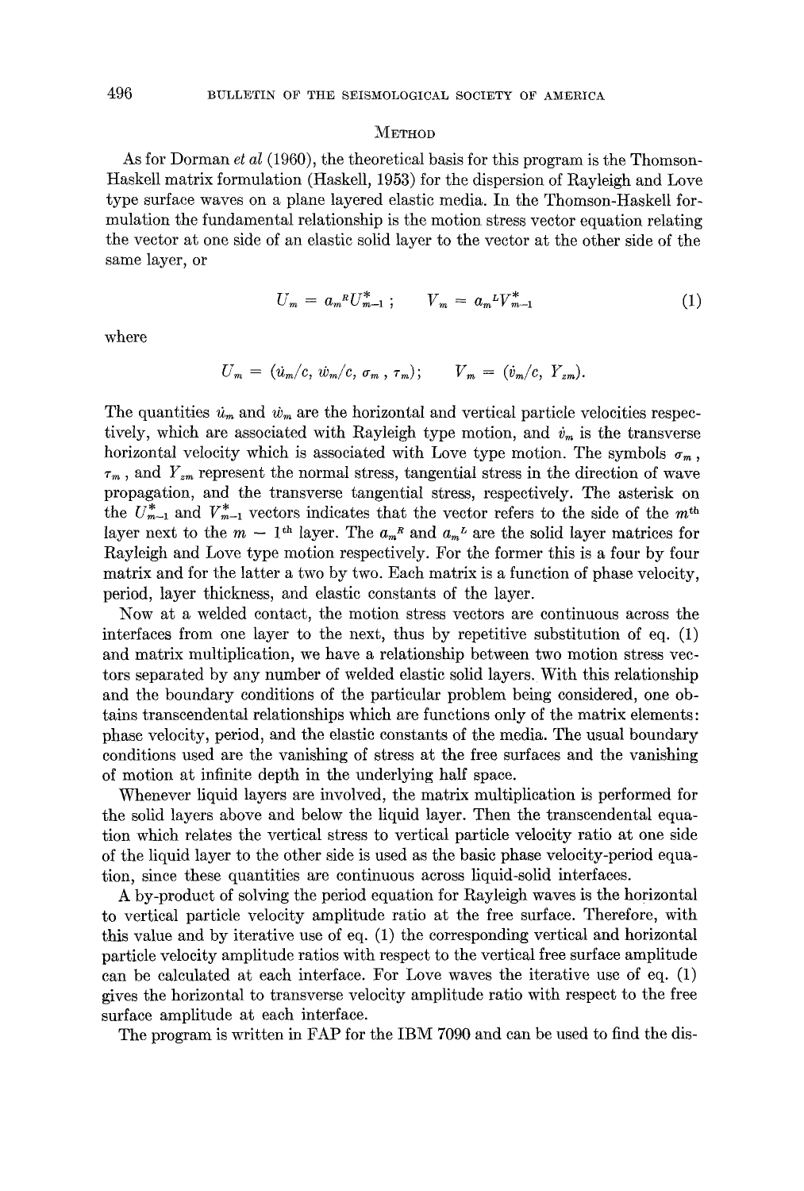## Method

As for Dorman *et al* (1960), the theoretical basis for this program is the Thomson-Haskell matrix formulation (Haskell, 1953) for the dispersion of Rayleigh and Love type surface waves on a plane layered elastic media. In the Thomson-Haskell formulation the fundamental relationship is the motion stress vector equation relating the vector at one side of an elastic solid layer to the vector at the other side of the same layer, or

$$U_m = a_m{}^R U_{m-1}^* ; \qquad V_m = a_m{}^L V_{m-1}^* \tag{1}$$

where

$$U_m = (\dot{u}_m/c,\ \dot{w}_m/c,\ \sigma_m,\ \tau_m); \qquad V_m = (\dot{v}_m/c,\ Y_{zm}).$$

The quantities $\dot{u}_m$ and $\dot{w}_m$ are the horizontal and vertical particle velocities respectively, which are associated with Rayleigh type motion, and $\dot{v}_m$ is the transverse horizontal velocity which is associated with Love type motion. The symbols $\sigma_m$, $\tau_m$, and $Y_{zm}$ represent the normal stress, tangential stress in the direction of wave propagation, and the transverse tangential stress, respectively. The asterisk on the $U_{m-1}^*$ and $V_{m-1}^*$ vectors indicates that the vector refers to the side of the $m^{\text{th}}$ layer next to the $m - 1^{\text{th}}$ layer. The $a_m{}^R$ and $a_m{}^L$ are the solid layer matrices for Rayleigh and Love type motion respectively. For the former this is a four by four matrix and for the latter a two by two. Each matrix is a function of phase velocity, period, layer thickness, and elastic constants of the layer.

Now at a welded contact, the motion stress vectors are continuous across the interfaces from one layer to the next, thus by repetitive substitution of eq. (1) and matrix multiplication, we have a relationship between two motion stress vectors separated by any number of welded elastic solid layers. With this relationship and the boundary conditions of the particular problem being considered, one obtains transcendental relationships which are functions only of the matrix elements: phase velocity, period, and the elastic constants of the media. The usual boundary conditions used are the vanishing of stress at the free surfaces and the vanishing of motion at infinite depth in the underlying half space.

Whenever liquid layers are involved, the matrix multiplication is performed for the solid layers above and below the liquid layer. Then the transcendental equation which relates the vertical stress to vertical particle velocity ratio at one side of the liquid layer to the other side is used as the basic phase velocity-period equation, since these quantities are continuous across liquid-solid interfaces.

A by-product of solving the period equation for Rayleigh waves is the horizontal to vertical particle velocity amplitude ratio at the free surface. Therefore, with this value and by iterative use of eq. (1) the corresponding vertical and horizontal particle velocity amplitude ratios with respect to the vertical free surface amplitude can be calculated at each interface. For Love waves the iterative use of eq. (1) gives the horizontal to transverse velocity amplitude ratio with respect to the free surface amplitude at each interface.

The program is written in FAP for the IBM 7090 and can be used to find the dis-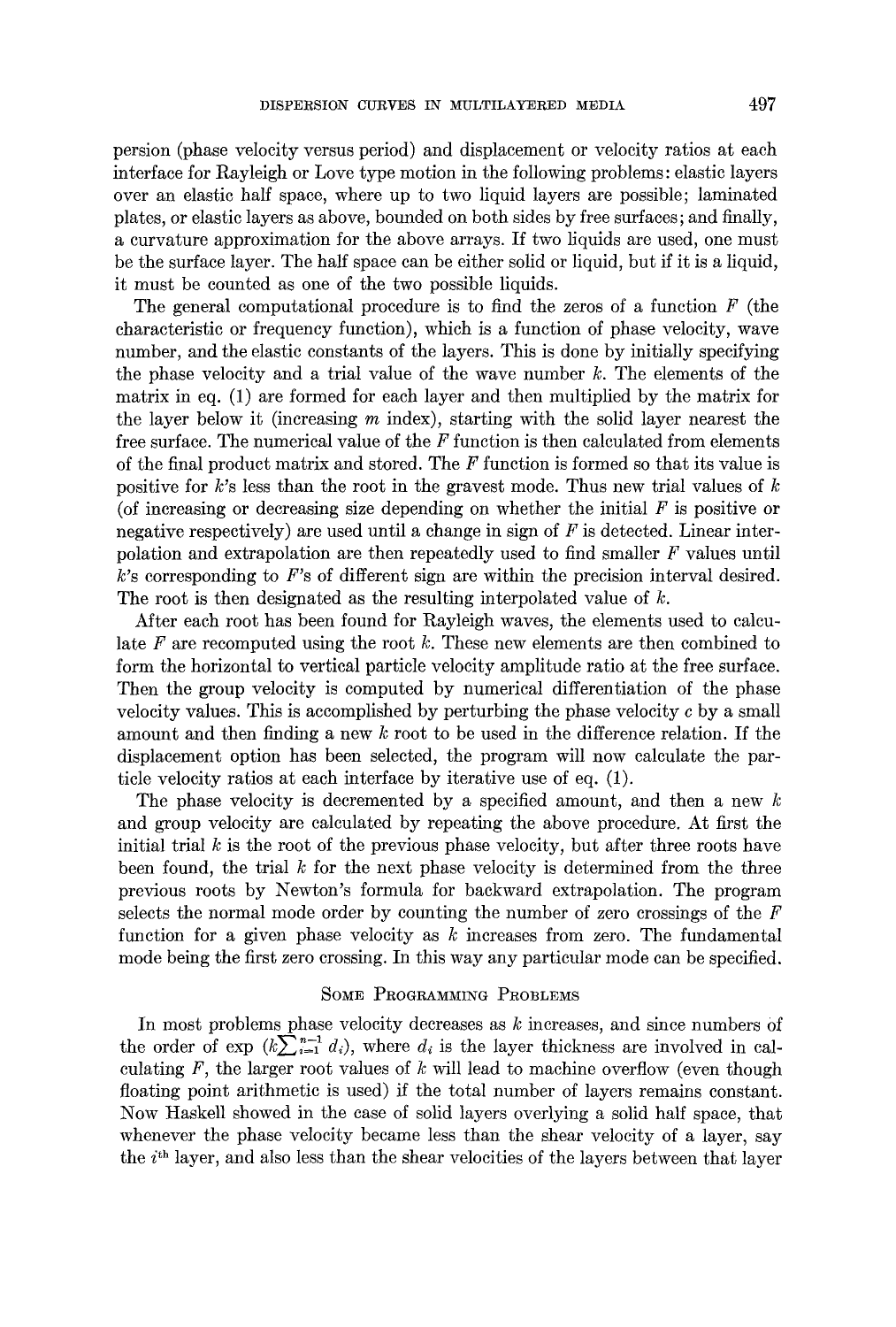persion (phase velocity versus period) and displacement or velocity ratios at each interface for Rayleigh or Love type motion in the following problems: elastic layers over an elastic half space, where up to two liquid layers are possible; laminated plates, or elastic layers as above, bounded on both sides by free surfaces; and finally, a curvature approximation for the above arrays. If two liquids are used, one must be the surface layer. The half space can be either solid or liquid, but if it is a liquid, it must be counted as one of the two possible liquids.

The general computational procedure is to find the zeros of a function $F$ (the characteristic or frequency function), which is a function of phase velocity, wave number, and the elastic constants of the layers. This is done by initially specifying the phase velocity and a trial value of the wave number $k$. The elements of the matrix in eq. (1) are formed for each layer and then multiplied by the matrix for the layer below it (increasing $m$ index), starting with the solid layer nearest the free surface. The numerical value of the $F$ function is then calculated from elements of the final product matrix and stored. The $F$ function is formed so that its value is positive for $k$'s less than the root in the gravest mode. Thus new trial values of $k$ (of increasing or decreasing size depending on whether the initial $F$ is positive or negative respectively) are used until a change in sign of $F$ is detected. Linear interpolation and extrapolation are then repeatedly used to find smaller $F$ values until $k$'s corresponding to $F$'s of different sign are within the precision interval desired. The root is then designated as the resulting interpolated value of $k$.

After each root has been found for Rayleigh waves, the elements used to calculate $F$ are recomputed using the root $k$. These new elements are then combined to form the horizontal to vertical particle velocity amplitude ratio at the free surface. Then the group velocity is computed by numerical differentiation of the phase velocity values. This is accomplished by perturbing the phase velocity $c$ by a small amount and then finding a new $k$ root to be used in the difference relation. If the displacement option has been selected, the program will now calculate the particle velocity ratios at each interface by iterative use of eq. (1).

The phase velocity is decremented by a specified amount, and then a new $k$ and group velocity are calculated by repeating the above procedure. At first the initial trial $k$ is the root of the previous phase velocity, but after three roots have been found, the trial $k$ for the next phase velocity is determined from the three previous roots by Newton's formula for backward extrapolation. The program selects the normal mode order by counting the number of zero crossings of the $F$ function for a given phase velocity as $k$ increases from zero. The fundamental mode being the first zero crossing. In this way any particular mode can be specified.

## Some Programming Problems

In most problems phase velocity decreases as $k$ increases, and since numbers of the order of $\exp\,(k\sum_{i=1}^{n-1} d_i)$, where $d_i$ is the layer thickness are involved in calculating $F$, the larger root values of $k$ will lead to machine overflow (even though floating point arithmetic is used) if the total number of layers remains constant. Now Haskell showed in the case of solid layers overlying a solid half space, that whenever the phase velocity became less than the shear velocity of a layer, say the $i^{\text{th}}$ layer, and also less than the shear velocities of the layers between that layer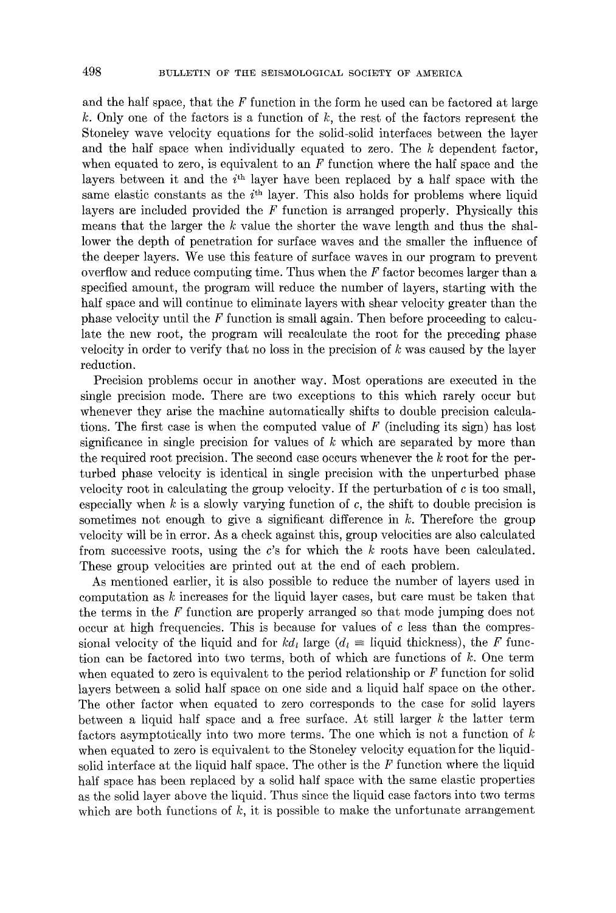and the half space, that the $F$ function in the form he used can be factored at large $k$. Only one of the factors is a function of $k$, the rest of the factors represent the Stoneley wave velocity equations for the solid-solid interfaces between the layer and the half space when individually equated to zero. The $k$ dependent factor, when equated to zero, is equivalent to an $F$ function where the half space and the layers between it and the $i^{th}$ layer have been replaced by a half space with the same elastic constants as the $i^{th}$ layer. This also holds for problems where liquid layers are included provided the $F$ function is arranged properly. Physically this means that the larger the $k$ value the shorter the wave length and thus the shallower the depth of penetration for surface waves and the smaller the influence of the deeper layers. We use this feature of surface waves in our program to prevent overflow and reduce computing time. Thus when the $F$ factor becomes larger than a specified amount, the program will reduce the number of layers, starting with the half space and will continue to eliminate layers with shear velocity greater than the phase velocity until the $F$ function is small again. Then before proceeding to calculate the new root, the program will recalculate the root for the preceding phase velocity in order to verify that no loss in the precision of $k$ was caused by the layer reduction.

Precision problems occur in another way. Most operations are executed in the single precision mode. There are two exceptions to this which rarely occur but whenever they arise the machine automatically shifts to double precision calculations. The first case is when the computed value of $F$ (including its sign) has lost significance in single precision for values of $k$ which are separated by more than the required root precision. The second case occurs whenever the $k$ root for the perturbed phase velocity is identical in single precision with the unperturbed phase velocity root in calculating the group velocity. If the perturbation of $c$ is too small, especially when $k$ is a slowly varying function of $c$, the shift to double precision is sometimes not enough to give a significant difference in $k$. Therefore the group velocity will be in error. As a check against this, group velocities are also calculated from successive roots, using the $c$'s for which the $k$ roots have been calculated. These group velocities are printed out at the end of each problem.

As mentioned earlier, it is also possible to reduce the number of layers used in computation as $k$ increases for the liquid layer cases, but care must be taken that the terms in the $F$ function are properly arranged so that mode jumping does not occur at high frequencies. This is because for values of $c$ less than the compressional velocity of the liquid and for $kd_l$ large ($d_l \equiv$ liquid thickness), the $F$ function can be factored into two terms, both of which are functions of $k$. One term when equated to zero is equivalent to the period relationship or $F$ function for solid layers between a solid half space on one side and a liquid half space on the other. The other factor when equated to zero corresponds to the case for solid layers between a liquid half space and a free surface. At still larger $k$ the latter term factors asymptotically into two more terms. The one which is not a function of $k$ when equated to zero is equivalent to the Stoneley velocity equation for the liquid-solid interface at the liquid half space. The other is the $F$ function where the liquid half space has been replaced by a solid half space with the same elastic properties as the solid layer above the liquid. Thus since the liquid case factors into two terms which are both functions of $k$, it is possible to make the unfortunate arrangement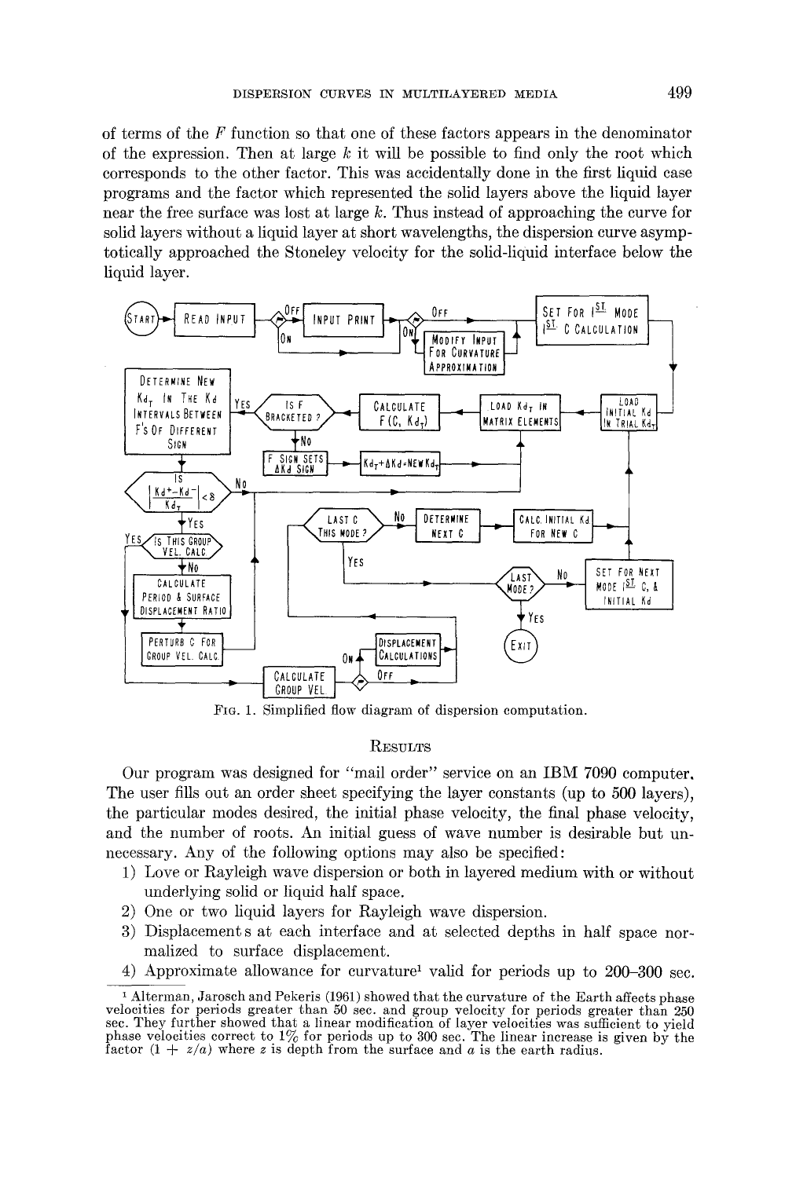of terms of the $F$ function so that one of these factors appears in the denominator of the expression. Then at large $k$ it will be possible to find only the root which corresponds to the other factor. This was accidentally done in the first liquid case programs and the factor which represented the solid layers above the liquid layer near the free surface was lost at large $k$. Thus instead of approaching the curve for solid layers without a liquid layer at short wavelengths, the dispersion curve asymptotically approached the Stoneley velocity for the solid-liquid interface below the liquid layer.

FIG. 1. Simplified flow diagram of dispersion computation.

## RESULTS

Our program was designed for "mail order" service on an IBM 7090 computer. The user fills out an order sheet specifying the layer constants (up to 500 layers), the particular modes desired, the initial phase velocity, the final phase velocity, and the number of roots. An initial guess of wave number is desirable but unnecessary. Any of the following options may also be specified:

1) Love or Rayleigh wave dispersion or both in layered medium with or without underlying solid or liquid half space.
2) One or two liquid layers for Rayleigh wave dispersion.
3) Displacements at each interface and at selected depths in half space normalized to surface displacement.
4) Approximate allowance for curvature[1] valid for periods up to 200–300 sec.

[1] Alterman, Jarosch and Pekeris (1961) showed that the curvature of the Earth affects phase velocities for periods greater than 50 sec. and group velocity for periods greater than 250 sec. They further showed that a linear modification of layer velocities was sufficient to yield phase velocities correct to 1% for periods up to 300 sec. The linear increase is given by the factor $(1 + z/a)$ where $z$ is depth from the surface and $a$ is the earth radius.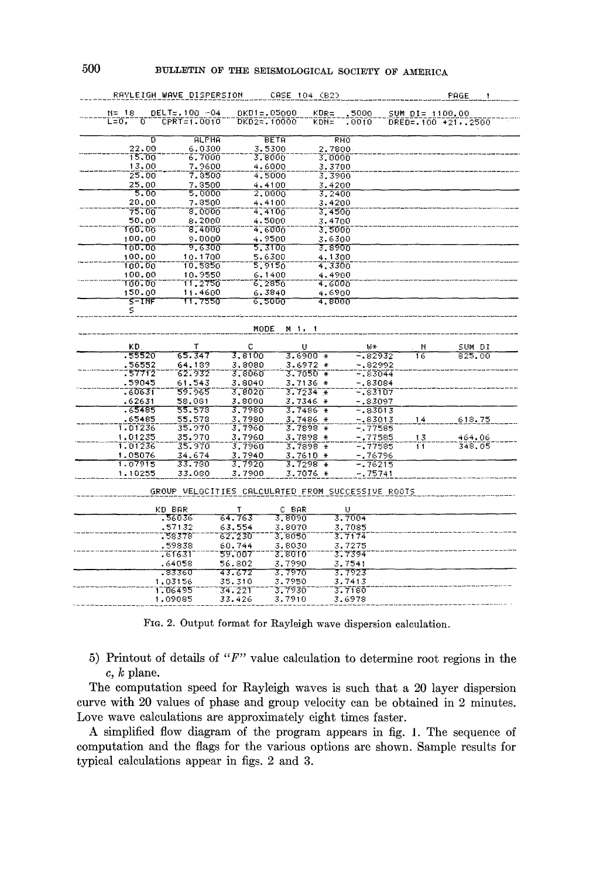RAYLEIGH WAVE DISPERSION CASE 104 (B2) PAGE 1

| N= 18 | DELT=.100 -04 | DKD1=.05000 | KDR= .5000 | SUM DI= 1100.00 |
|---|---|---|---|---|
| L=0, 0 | CPRT=1.0010 | DKD2=.10000 | KDN= .0010 | DRED=.100 +21..2500 |

| D | ALPHA | BETA | RHO |
|---|---|---|---|
| 22.00 | 6.0300 | 3.5300 | 2.7800 |
| 15.00 | 6.7000 | 3.8000 | 3.0000 |
| 13.00 | 7.9600 | 4.6000 | 3.3700 |
| 25.00 | 7.8500 | 4.5000 | 3.3900 |
| 25.00 | 7.8500 | 4.4100 | 3.4200 |
| 5.00 | 5.0000 | 2.0000 | 3.2400 |
| 20.00 | 7.8500 | 4.4100 | 3.4200 |
| 75.00 | 8.0000 | 4.4100 | 3.4500 |
| 50.00 | 8.2000 | 4.5000 | 3.4700 |
| 100.00 | 8.4000 | 4.6000 | 3.5000 |
| 100.00 | 9.0000 | 4.9500 | 3.6300 |
| 100.00 | 9.6300 | 5.3100 | 3.8900 |
| 100.00 | 10.1700 | 5.6300 | 4.1300 |
| 100.00 | 10.5850 | 5.9150 | 4.3300 |
| 100.00 | 10.9550 | 6.1400 | 4.4900 |
| 100.00 | 11.2750 | 6.2850 | 4.6000 |
| 150.00 | 11.4600 | 6.3840 | 4.6900 |
| S-INF | 11.7550 | 6.5000 | 4.8000 |
| S | | | |

MODE M 1, 1

| KD | T | C | U | W* | N | SUM DI |
|---|---|---|---|---|---|---|
| .55520 | 65.347 | 3.8100 | 3.6900 * | -.82932 | 16 | 825.00 |
| .56552 | 64.189 | 3.8080 | 3.6972 * | -.82992 | | |
| .57712 | 62.932 | 3.8060 | 3.7050 * | -.83044 | | |
| .59045 | 61.543 | 3.8040 | 3.7136 * | -.83084 | | |
| .60631 | 59.965 | 3.8020 | 3.7234 * | -.83107 | | |
| .62631 | 58.081 | 3.8000 | 3.7346 * | -.83097 | | |
| .65485 | 55.578 | 3.7980 | 3.7486 * | -.83013 | | |
| .65485 | 55.578 | 3.7980 | 3.7486 * | -.83013 | 14 | 618.75 |
| 1.01236 | 35.970 | 3.7960 | 3.7898 * | -.77585 | | |
| 1.01235 | 35.970 | 3.7960 | 3.7898 * | -.77585 | 13 | 464.06 |
| 1.01236 | 35.970 | 3.7960 | 3.7898 * | -.77585 | 11 | 348.05 |
| 1.05076 | 34.674 | 3.7940 | 3.7610 * | -.76796 | | |
| 1.07915 | 33.780 | 3.7920 | 3.7298 * | -.76215 | | |
| 1.10255 | 33.080 | 3.7900 | 3.7076 * | -.75741 | | |

GROUP VELOCITIES CALCULATED FROM SUCCESSIVE ROOTS

| KD BAR | T | C BAR | U |
|---|---|---|---|
| .56036 | 64.763 | 3.8090 | 3.7004 |
| .57132 | 63.554 | 3.8070 | 3.7085 |
| .58378 | 62.230 | 3.8050 | 3.7174 |
| .59838 | 60.744 | 3.8030 | 3.7275 |
| .61631 | 59.007 | 3.8010 | 3.7394 |
| .64058 | 56.802 | 3.7990 | 3.7541 |
| .83360 | 43.672 | 3.7970 | 3.7923 |
| 1.03156 | 35.310 | 3.7950 | 3.7413 |
| 1.06495 | 34.221 | 3.7930 | 3.7180 |
| 1.09085 | 33.426 | 3.7910 | 3.6978 |

FIG. 2. Output format for Rayleigh wave dispersion calculation.

5) Printout of details of "$F$" value calculation to determine root regions in the $c$, $k$ plane.

The computation speed for Rayleigh waves is such that a 20 layer dispersion curve with 20 values of phase and group velocity can be obtained in 2 minutes. Love wave calculations are approximately eight times faster.

A simplified flow diagram of the program appears in fig. 1. The sequence of computation and the flags for the various options are shown. Sample results for typical calculations appear in figs. 2 and 3.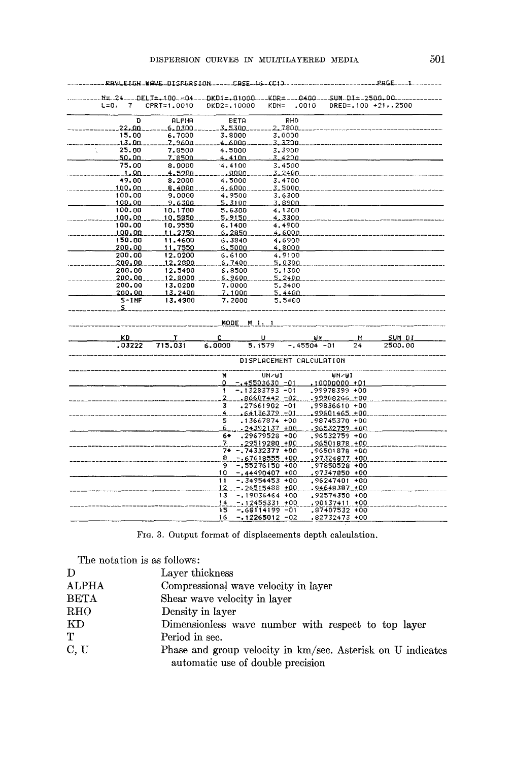RAYLEIGH WAVE DISPERSION CASE 16 (C1) PAGE 1

N= 24 DELT=.100 -04 DKD1=.01000 KDR= .0400 SUM DI= 2500.00
L=0, 7 CPRT=1.0010 DKD2=.10000 KDN= .0010 DRED=.100 +21,.2500

| D | ALPHA | BETA | RHO |
|---|---|---|---|
| 22.00 | 6.0300 | 3.5300 | 2.7800 |
| 15.00 | 6.7000 | 3.8000 | 3.0000 |
| 13.00 | 7.9600 | 4.6000 | 3.3700 |
| 25.00 | 7.8500 | 4.5000 | 3.3900 |
| 50.00 | 7.8500 | 4.4100 | 3.4200 |
| 75.00 | 8.0000 | 4.4100 | 3.4500 |
| 1.00 | 4.5900 | .0000 | 3.2400 |
| 49.00 | 8.2000 | 4.5000 | 3.4700 |
| 100.00 | 8.4000 | 4.6000 | 3.5000 |
| 100.00 | 9.0000 | 4.9500 | 3.6300 |
| 100.00 | 9.6300 | 5.3100 | 3.8900 |
| 100.00 | 10.1700 | 5.6300 | 4.1300 |
| 100.00 | 10.5950 | 5.9150 | 4.3300 |
| 100.00 | 10.9550 | 6.1400 | 4.4900 |
| 100.00 | 11.2750 | 6.2850 | 4.6000 |
| 150.00 | 11.4600 | 6.3840 | 4.6900 |
| 200.00 | 11.7550 | 6.5000 | 4.8000 |
| 200.00 | 12.0200 | 6.6100 | 4.9100 |
| 200.00 | 12.2800 | 6.7400 | 5.0300 |
| 200.00 | 12.5400 | 6.8500 | 5.1300 |
| 200.00 | 12.8000 | 6.9600 | 5.2400 |
| 200.00 | 13.0200 | 7.0000 | 5.3400 |
| 200.00 | 13.2400 | 7.1000 | 5.4400 |
| S-INF | 13.4800 | 7.2000 | 5.5400 |
| S | | | |

MODE M 1, 1

| KD | T | C | U | W* | N | SUM DI |
|---|---|---|---|---|---|---|
| .03222 | 715.031 | 6.0000 | 5.1579 | -.45504 -01 | 24 | 2500.00 |

DISPLACEMENT CALCULATION

| M | UN/WI | WN/WI |
|---|---|---|
| 0 | -.45503630 -01 | .10000000 +01 |
| 1 | -.13283793 -01 | .99978399 +00 |
| 2 | .86607442 -02 | .99908266 +00 |
| 3 | .27661902 -01 | .99836610 +00 |
| 4 | .64136379 -01 | .99601465 +00 |
| 5 | .13667874 +00 | .98745370 +00 |
| 6 | .24392137 +00 | .96532759 +00 |
| 6* | .29679528 +00 | .96532759 +00 |
| 7 | .29519280 +00 | .96501878 +00 |
| 7* | -.74332377 +00 | .96501878 +00 |
| 8 | -.67618555 +00 | .97324877 +00 |
| 9 | -.55276150 +00 | .97850528 +00 |
| 10 | -.44490407 +00 | .97347850 +00 |
| 11 | -.34954453 +00 | .96247401 +00 |
| 12 | -.26515488 +00 | .94648387 +00 |
| 13 | -.19036464 +00 | .92574350 +00 |
| 14 | -.12455331 +00 | .90137411 +00 |
| 15 | -.68114199 -01 | .87407532 +00 |
| 16 | -.12265012 -02 | .82732473 +00 |

FIG. 3. Output format of displacements depth calculation.

The notation is as follows:

| | |
|---|---|
| D | Layer thickness |
| ALPHA | Compressional wave velocity in layer |
| BETA | Shear wave velocity in layer |
| RHO | Density in layer |
| KD | Dimensionless wave number with respect to top layer |
| T | Period in sec. |
| C, U | Phase and group velocity in km/sec. Asterisk on U indicates automatic use of double precision |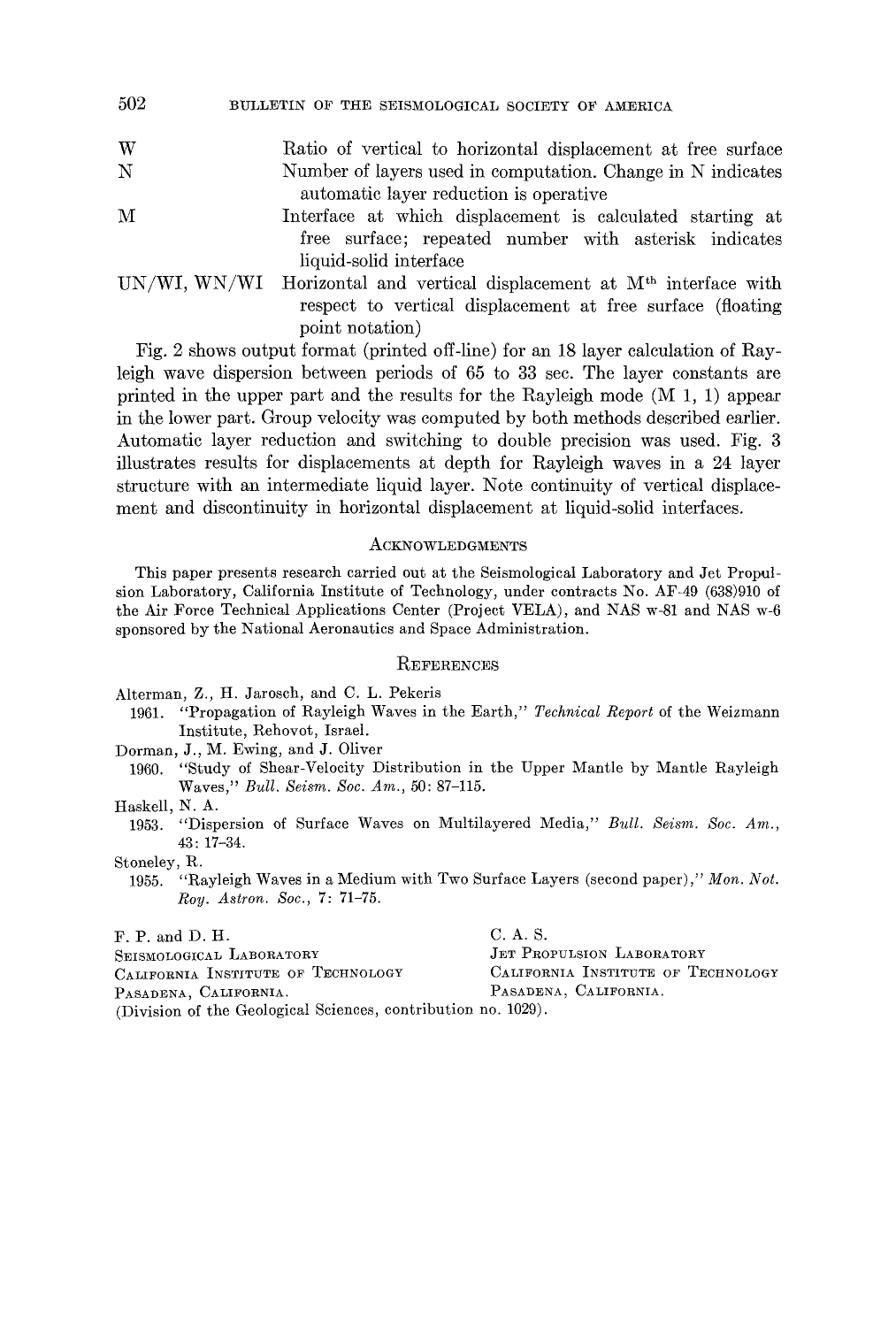| | |
|---|---|
| W | Ratio of vertical to horizontal displacement at free surface |
| N | Number of layers used in computation. Change in N indicates automatic layer reduction is operative |
| M | Interface at which displacement is calculated starting at free surface; repeated number with asterisk indicates liquid-solid interface |
| UN/WI, WN/WI | Horizontal and vertical displacement at $M^{th}$ interface with respect to vertical displacement at free surface (floating point notation) |

Fig. 2 shows output format (printed off-line) for an 18 layer calculation of Rayleigh wave dispersion between periods of 65 to 33 sec. The layer constants are printed in the upper part and the results for the Rayleigh mode (M 1, 1) appear in the lower part. Group velocity was computed by both methods described earlier. Automatic layer reduction and switching to double precision was used. Fig. 3 illustrates results for displacements at depth for Rayleigh waves in a 24 layer structure with an intermediate liquid layer. Note continuity of vertical displacement and discontinuity in horizontal displacement at liquid-solid interfaces.

## Acknowledgments

This paper presents research carried out at the Seismological Laboratory and Jet Propulsion Laboratory, California Institute of Technology, under contracts No. AF-49 (638)910 of the Air Force Technical Applications Center (Project VELA), and NAS w-81 and NAS w-6 sponsored by the National Aeronautics and Space Administration.

## References

Alterman, Z., H. Jarosch, and C. L. Pekeris
1961. "Propagation of Rayleigh Waves in the Earth," *Technical Report* of the Weizmann Institute, Rehovot, Israel.

Dorman, J., M. Ewing, and J. Oliver
1960. "Study of Shear-Velocity Distribution in the Upper Mantle by Mantle Rayleigh Waves," *Bull. Seism. Soc. Am.*, 50: 87–115.

Haskell, N. A.
1953. "Dispersion of Surface Waves on Multilayered Media," *Bull. Seism. Soc. Am.*, 43: 17–34.

Stoneley, R.
1955. "Rayleigh Waves in a Medium with Two Surface Layers (second paper)," *Mon. Not. Roy. Astron. Soc.*, 7: 71–75.

F. P. and D. H.
Seismological Laboratory
California Institute of Technology
Pasadena, California.

C. A. S.
Jet Propulsion Laboratory
California Institute of Technology
Pasadena, California.

(Division of the Geological Sciences, contribution no. 1029).